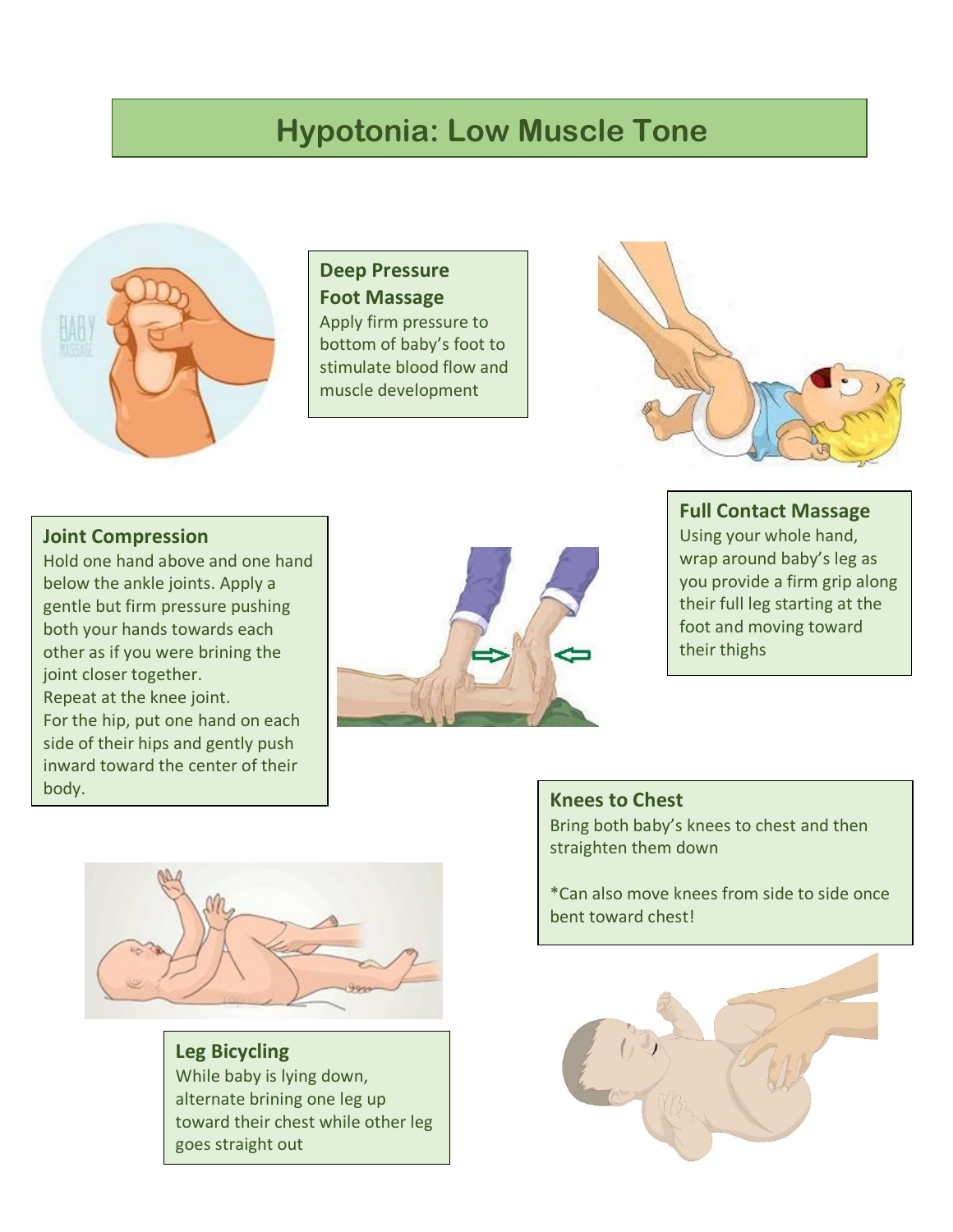# Hypotonia: Low Muscle Tone

### Deep Pressure Foot Massage

Apply firm pressure to bottom of baby's foot to stimulate blood flow and muscle development

### Full Contact Massage

Using your whole hand, wrap around baby's leg as you provide a firm grip along their full leg starting at the foot and moving toward their thighs

### Joint Compression

Hold one hand above and one hand below the ankle joints. Apply a gentle but firm pressure pushing both your hands towards each other as if you were brining the joint closer together.
Repeat at the knee joint.
For the hip, put one hand on each side of their hips and gently push inward toward the center of their body.

### Knees to Chest

Bring both baby's knees to chest and then straighten them down

*Can also move knees from side to side once bent toward chest!

### Leg Bicycling

While baby is lying down, alternate brining one leg up toward their chest while other leg goes straight out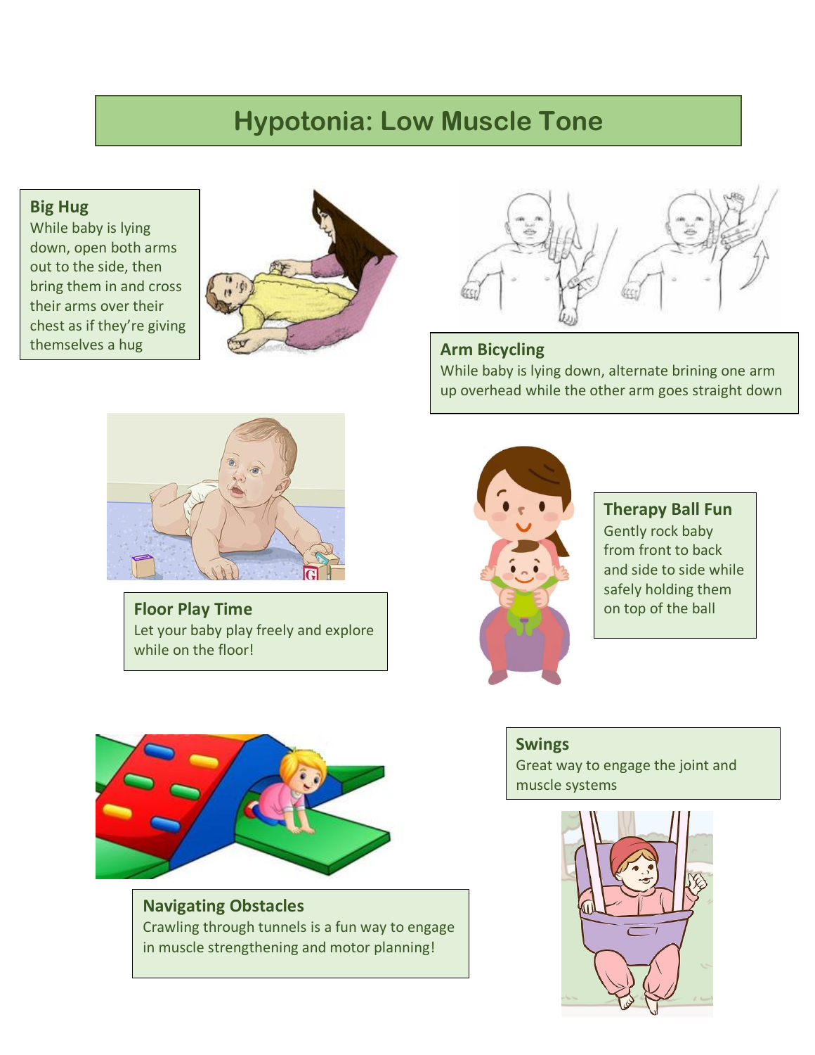# Hypotonia: Low Muscle Tone

### Big Hug

While baby is lying down, open both arms out to the side, then bring them in and cross their arms over their chest as if they're giving themselves a hug

### Arm Bicycling

While baby is lying down, alternate brining one arm up overhead while the other arm goes straight down

### Floor Play Time

Let your baby play freely and explore while on the floor!

### Therapy Ball Fun

Gently rock baby from front to back and side to side while safely holding them on top of the ball

### Navigating Obstacles

Crawling through tunnels is a fun way to engage in muscle strengthening and motor planning!

### Swings

Great way to engage the joint and muscle systems